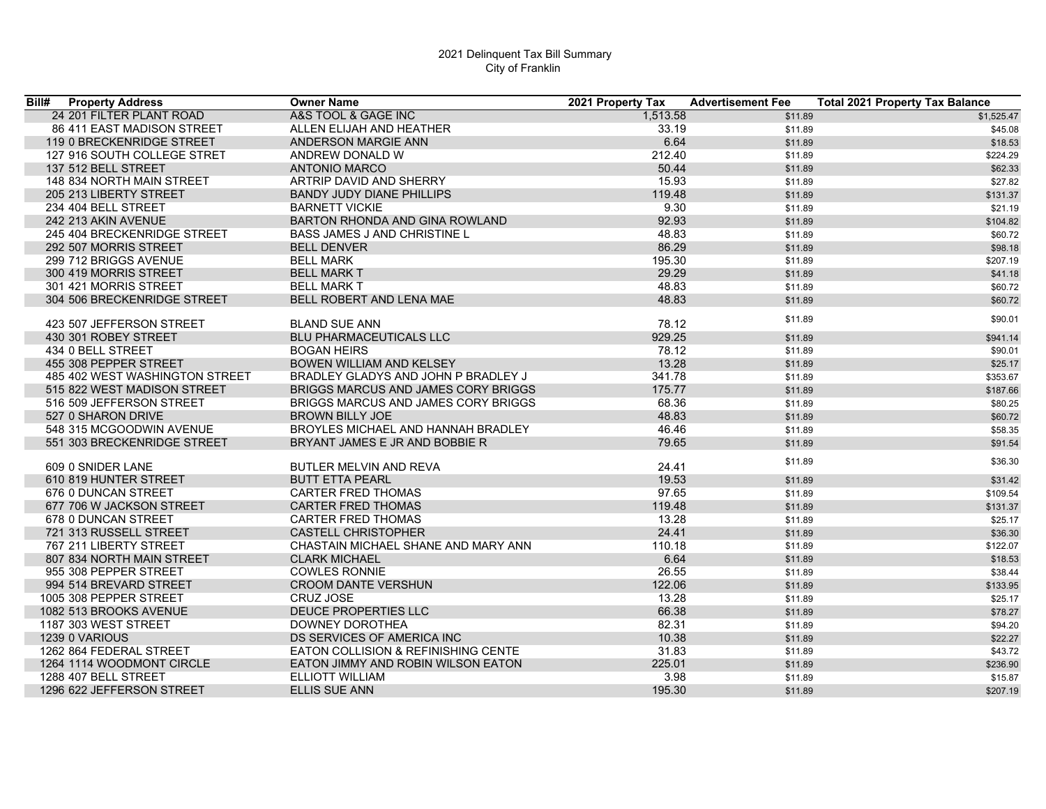# 2021 Delinquent Tax Bill Summary
## City of Franklin

| Bill# | Property Address | Owner Name | 2021 Property Tax | Advertisement Fee | Total 2021 Property Tax Balance |
|---|---|---|---|---|---|
| 24 | 201 FILTER PLANT ROAD | A&S TOOL & GAGE INC | 1,513.58 | $11.89 | $1,525.47 |
| 86 | 411 EAST MADISON STREET | ALLEN ELIJAH AND HEATHER | 33.19 | $11.89 | $45.08 |
| 119 | 0 BRECKENRIDGE STREET | ANDERSON MARGIE ANN | 6.64 | $11.89 | $18.53 |
| 127 | 916 SOUTH COLLEGE STRET | ANDREW DONALD W | 212.40 | $11.89 | $224.29 |
| 137 | 512 BELL STREET | ANTONIO MARCO | 50.44 | $11.89 | $62.33 |
| 148 | 834 NORTH MAIN STREET | ARTRIP DAVID AND SHERRY | 15.93 | $11.89 | $27.82 |
| 205 | 213 LIBERTY STREET | BANDY JUDY DIANE PHILLIPS | 119.48 | $11.89 | $131.37 |
| 234 | 404 BELL STREET | BARNETT VICKIE | 9.30 | $11.89 | $21.19 |
| 242 | 213 AKIN AVENUE | BARTON RHONDA AND GINA ROWLAND | 92.93 | $11.89 | $104.82 |
| 245 | 404 BRECKENRIDGE STREET | BASS JAMES J AND CHRISTINE L | 48.83 | $11.89 | $60.72 |
| 292 | 507 MORRIS STREET | BELL DENVER | 86.29 | $11.89 | $98.18 |
| 299 | 712 BRIGGS AVENUE | BELL MARK | 195.30 | $11.89 | $207.19 |
| 300 | 419 MORRIS STREET | BELL MARK T | 29.29 | $11.89 | $41.18 |
| 301 | 421 MORRIS STREET | BELL MARK T | 48.83 | $11.89 | $60.72 |
| 304 | 506 BRECKENRIDGE STREET | BELL ROBERT AND LENA MAE | 48.83 | $11.89 | $60.72 |
| 423 | 507 JEFFERSON STREET | BLAND SUE ANN | 78.12 | $11.89 | $90.01 |
| 430 | 301 ROBEY STREET | BLU PHARMACEUTICALS LLC | 929.25 | $11.89 | $941.14 |
| 434 | 0 BELL STREET | BOGAN HEIRS | 78.12 | $11.89 | $90.01 |
| 455 | 308 PEPPER STREET | BOWEN WILLIAM AND KELSEY | 13.28 | $11.89 | $25.17 |
| 485 | 402 WEST WASHINGTON STREET | BRADLEY GLADYS AND JOHN P BRADLEY J | 341.78 | $11.89 | $353.67 |
| 515 | 822 WEST MADISON STREET | BRIGGS MARCUS AND JAMES CORY BRIGGS | 175.77 | $11.89 | $187.66 |
| 516 | 509 JEFFERSON STREET | BRIGGS MARCUS AND JAMES CORY BRIGGS | 68.36 | $11.89 | $80.25 |
| 527 | 0 SHARON DRIVE | BROWN BILLY JOE | 48.83 | $11.89 | $60.72 |
| 548 | 315 MCGOODWIN AVENUE | BROYLES MICHAEL AND HANNAH BRADLEY | 46.46 | $11.89 | $58.35 |
| 551 | 303 BRECKENRIDGE STREET | BRYANT JAMES E JR AND BOBBIE R | 79.65 | $11.89 | $91.54 |
| 609 | 0 SNIDER LANE | BUTLER MELVIN AND REVA | 24.41 | $11.89 | $36.30 |
| 610 | 819 HUNTER STREET | BUTT ETTA PEARL | 19.53 | $11.89 | $31.42 |
| 676 | 0 DUNCAN STREET | CARTER FRED THOMAS | 97.65 | $11.89 | $109.54 |
| 677 | 706 W JACKSON STREET | CARTER FRED THOMAS | 119.48 | $11.89 | $131.37 |
| 678 | 0 DUNCAN STREET | CARTER FRED THOMAS | 13.28 | $11.89 | $25.17 |
| 721 | 313 RUSSELL STREET | CASTELL CHRISTOPHER | 24.41 | $11.89 | $36.30 |
| 767 | 211 LIBERTY STREET | CHASTAIN MICHAEL SHANE AND MARY ANN | 110.18 | $11.89 | $122.07 |
| 807 | 834 NORTH MAIN STREET | CLARK MICHAEL | 6.64 | $11.89 | $18.53 |
| 955 | 308 PEPPER STREET | COWLES RONNIE | 26.55 | $11.89 | $38.44 |
| 994 | 514 BREVARD STREET | CROOM DANTE VERSHUN | 122.06 | $11.89 | $133.95 |
| 1005 | 308 PEPPER STREET | CRUZ JOSE | 13.28 | $11.89 | $25.17 |
| 1082 | 513 BROOKS AVENUE | DEUCE PROPERTIES LLC | 66.38 | $11.89 | $78.27 |
| 1187 | 303 WEST STREET | DOWNEY DOROTHEA | 82.31 | $11.89 | $94.20 |
| 1239 | 0 VARIOUS | DS SERVICES OF AMERICA INC | 10.38 | $11.89 | $22.27 |
| 1262 | 864 FEDERAL STREET | EATON COLLISION & REFINISHING CENTE | 31.83 | $11.89 | $43.72 |
| 1264 | 1114 WOODMONT CIRCLE | EATON JIMMY AND ROBIN WILSON EATON | 225.01 | $11.89 | $236.90 |
| 1288 | 407 BELL STREET | ELLIOTT WILLIAM | 3.98 | $11.89 | $15.87 |
| 1296 | 622 JEFFERSON STREET | ELLIS SUE ANN | 195.30 | $11.89 | $207.19 |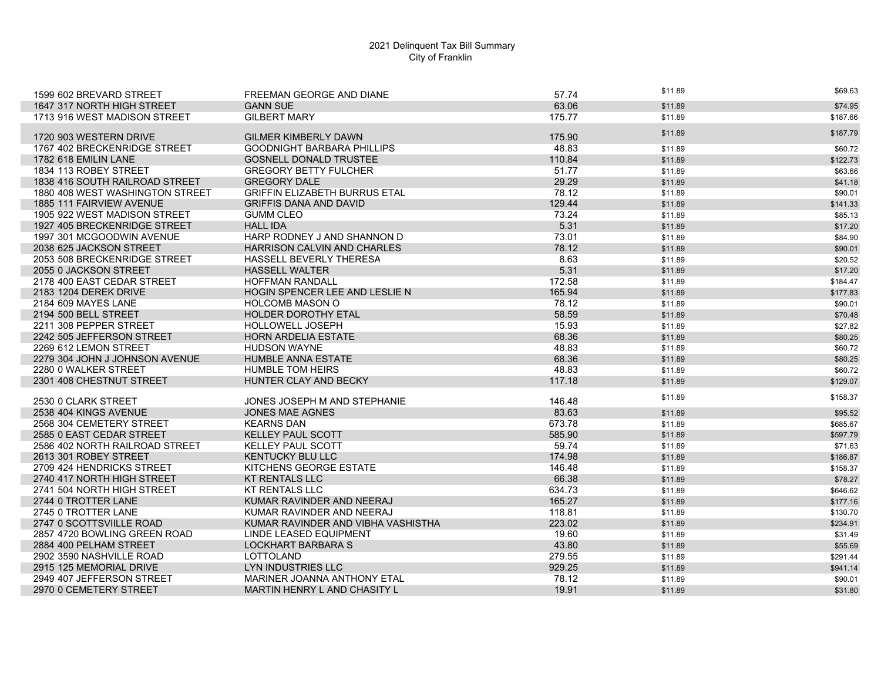2021 Delinquent Tax Bill Summary
City of Franklin

| | | | | |
|---|---|---|---|---|
| 1599 602 BREVARD STREET | FREEMAN GEORGE AND DIANE | 57.74 | $11.89 | $69.63 |
| 1647 317 NORTH HIGH STREET | GANN SUE | 63.06 | $11.89 | $74.95 |
| 1713 916 WEST MADISON STREET | GILBERT MARY | 175.77 | $11.89 | $187.66 |
| 1720 903 WESTERN DRIVE | GILMER KIMBERLY DAWN | 175.90 | $11.89 | $187.79 |
| 1767 402 BRECKENRIDGE STREET | GOODNIGHT BARBARA PHILLIPS | 48.83 | $11.89 | $60.72 |
| 1782 618 EMILIN LANE | GOSNELL DONALD TRUSTEE | 110.84 | $11.89 | $122.73 |
| 1834 113 ROBEY STREET | GREGORY BETTY FULCHER | 51.77 | $11.89 | $63.66 |
| 1838 416 SOUTH RAILROAD STREET | GREGORY DALE | 29.29 | $11.89 | $41.18 |
| 1880 408 WEST WASHINGTON STREET | GRIFFIN ELIZABETH BURRUS ETAL | 78.12 | $11.89 | $90.01 |
| 1885 111 FAIRVIEW AVENUE | GRIFFIS DANA AND DAVID | 129.44 | $11.89 | $141.33 |
| 1905 922 WEST MADISON STREET | GUMM CLEO | 73.24 | $11.89 | $85.13 |
| 1927 405 BRECKENRIDGE STREET | HALL IDA | 5.31 | $11.89 | $17.20 |
| 1997 301 MCGOODWIN AVENUE | HARP RODNEY J AND SHANNON D | 73.01 | $11.89 | $84.90 |
| 2038 625 JACKSON STREET | HARRISON CALVIN AND CHARLES | 78.12 | $11.89 | $90.01 |
| 2053 508 BRECKENRIDGE STREET | HASSELL BEVERLY THERESA | 8.63 | $11.89 | $20.52 |
| 2055 0 JACKSON STREET | HASSELL WALTER | 5.31 | $11.89 | $17.20 |
| 2178 400 EAST CEDAR STREET | HOFFMAN RANDALL | 172.58 | $11.89 | $184.47 |
| 2183 1204 DEREK DRIVE | HOGIN SPENCER LEE AND LESLIE N | 165.94 | $11.89 | $177.83 |
| 2184 609 MAYES LANE | HOLCOMB MASON O | 78.12 | $11.89 | $90.01 |
| 2194 500 BELL STREET | HOLDER DOROTHY ETAL | 58.59 | $11.89 | $70.48 |
| 2211 308 PEPPER STREET | HOLLOWELL JOSEPH | 15.93 | $11.89 | $27.82 |
| 2242 505 JEFFERSON STREET | HORN ARDELIA ESTATE | 68.36 | $11.89 | $80.25 |
| 2269 612 LEMON STREET | HUDSON WAYNE | 48.83 | $11.89 | $60.72 |
| 2279 304 JOHN J JOHNSON AVENUE | HUMBLE ANNA ESTATE | 68.36 | $11.89 | $80.25 |
| 2280 0 WALKER STREET | HUMBLE TOM HEIRS | 48.83 | $11.89 | $60.72 |
| 2301 408 CHESTNUT STREET | HUNTER CLAY AND BECKY | 117.18 | $11.89 | $129.07 |
| 2530 0 CLARK STREET | JONES JOSEPH M AND STEPHANIE | 146.48 | $11.89 | $158.37 |
| 2538 404 KINGS AVENUE | JONES MAE AGNES | 83.63 | $11.89 | $95.52 |
| 2568 304 CEMETERY STREET | KEARNS DAN | 673.78 | $11.89 | $685.67 |
| 2585 0 EAST CEDAR STREET | KELLEY PAUL SCOTT | 585.90 | $11.89 | $597.79 |
| 2586 402 NORTH RAILROAD STREET | KELLEY PAUL SCOTT | 59.74 | $11.89 | $71.63 |
| 2613 301 ROBEY STREET | KENTUCKY BLU LLC | 174.98 | $11.89 | $186.87 |
| 2709 424 HENDRICKS STREET | KITCHENS GEORGE ESTATE | 146.48 | $11.89 | $158.37 |
| 2740 417 NORTH HIGH STREET | KT RENTALS LLC | 66.38 | $11.89 | $78.27 |
| 2741 504 NORTH HIGH STREET | KT RENTALS LLC | 634.73 | $11.89 | $646.62 |
| 2744 0 TROTTER LANE | KUMAR RAVINDER AND NEERAJ | 165.27 | $11.89 | $177.16 |
| 2745 0 TROTTER LANE | KUMAR RAVINDER AND NEERAJ | 118.81 | $11.89 | $130.70 |
| 2747 0 SCOTTSVIILLE ROAD | KUMAR RAVINDER AND VIBHA VASHISTHA | 223.02 | $11.89 | $234.91 |
| 2857 4720 BOWLING GREEN ROAD | LINDE LEASED EQUIPMENT | 19.60 | $11.89 | $31.49 |
| 2884 400 PELHAM STREET | LOCKHART BARBARA S | 43.80 | $11.89 | $55.69 |
| 2902 3590 NASHVILLE ROAD | LOTTOLAND | 279.55 | $11.89 | $291.44 |
| 2915 125 MEMORIAL DRIVE | LYN INDUSTRIES LLC | 929.25 | $11.89 | $941.14 |
| 2949 407 JEFFERSON STREET | MARINER JOANNA ANTHONY ETAL | 78.12 | $11.89 | $90.01 |
| 2970 0 CEMETERY STREET | MARTIN HENRY L AND CHASITY L | 19.91 | $11.89 | $31.80 |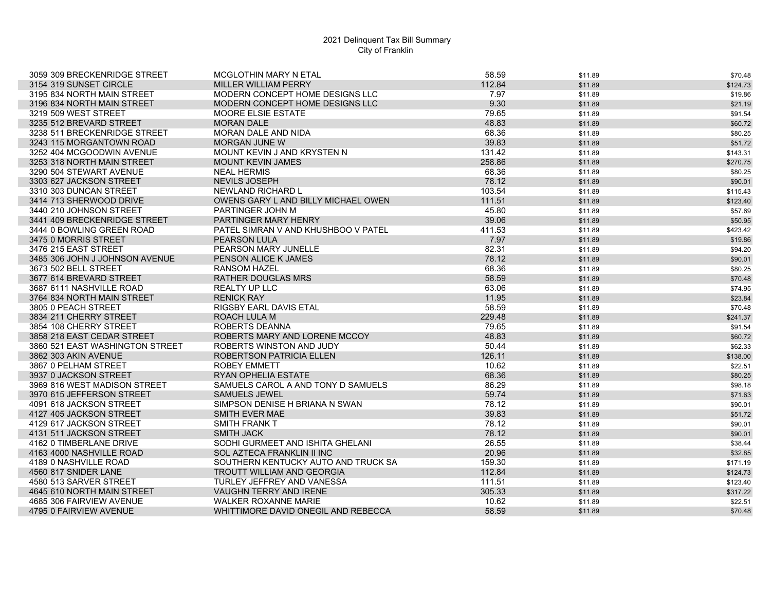2021 Delinquent Tax Bill Summary
City of Franklin

| | | | | |
|---|---|---|---|---|
| 3059 309 BRECKENRIDGE STREET | MCGLOTHIN MARY N ETAL | 58.59 | $11.89 | $70.48 |
| 3154 319 SUNSET CIRCLE | MILLER WILLIAM PERRY | 112.84 | $11.89 | $124.73 |
| 3195 834 NORTH MAIN STREET | MODERN CONCEPT HOME DESIGNS LLC | 7.97 | $11.89 | $19.86 |
| 3196 834 NORTH MAIN STREET | MODERN CONCEPT HOME DESIGNS LLC | 9.30 | $11.89 | $21.19 |
| 3219 509 WEST STREET | MOORE ELSIE ESTATE | 79.65 | $11.89 | $91.54 |
| 3235 512 BREVARD STREET | MORAN DALE | 48.83 | $11.89 | $60.72 |
| 3238 511 BRECKENRIDGE STREET | MORAN DALE AND NIDA | 68.36 | $11.89 | $80.25 |
| 3243 115 MORGANTOWN ROAD | MORGAN JUNE W | 39.83 | $11.89 | $51.72 |
| 3252 404 MCGOODWIN AVENUE | MOUNT KEVIN J AND KRYSTEN N | 131.42 | $11.89 | $143.31 |
| 3253 318 NORTH MAIN STREET | MOUNT KEVIN JAMES | 258.86 | $11.89 | $270.75 |
| 3290 504 STEWART AVENUE | NEAL HERMIS | 68.36 | $11.89 | $80.25 |
| 3303 627 JACKSON STREET | NEVILS JOSEPH | 78.12 | $11.89 | $90.01 |
| 3310 303 DUNCAN STREET | NEWLAND RICHARD L | 103.54 | $11.89 | $115.43 |
| 3414 713 SHERWOOD DRIVE | OWENS GARY L AND BILLY MICHAEL OWEN | 111.51 | $11.89 | $123.40 |
| 3440 210 JOHNSON STREET | PARTINGER JOHN M | 45.80 | $11.89 | $57.69 |
| 3441 409 BRECKENRIDGE STREET | PARTINGER MARY HENRY | 39.06 | $11.89 | $50.95 |
| 3444 0 BOWLING GREEN ROAD | PATEL SIMRAN V AND KHUSHBOO V PATEL | 411.53 | $11.89 | $423.42 |
| 3475 0 MORRIS STREET | PEARSON LULA | 7.97 | $11.89 | $19.86 |
| 3476 215 EAST STREET | PEARSON MARY JUNELLE | 82.31 | $11.89 | $94.20 |
| 3485 306 JOHN J JOHNSON AVENUE | PENSON ALICE K JAMES | 78.12 | $11.89 | $90.01 |
| 3673 502 BELL STREET | RANSOM HAZEL | 68.36 | $11.89 | $80.25 |
| 3677 614 BREVARD STREET | RATHER DOUGLAS MRS | 58.59 | $11.89 | $70.48 |
| 3687 6111 NASHVILLE ROAD | REALTY UP LLC | 63.06 | $11.89 | $74.95 |
| 3764 834 NORTH MAIN STREET | RENICK RAY | 11.95 | $11.89 | $23.84 |
| 3805 0 PEACH STREET | RIGSBY EARL DAVIS ETAL | 58.59 | $11.89 | $70.48 |
| 3834 211 CHERRY STREET | ROACH LULA M | 229.48 | $11.89 | $241.37 |
| 3854 108 CHERRY STREET | ROBERTS DEANNA | 79.65 | $11.89 | $91.54 |
| 3858 218 EAST CEDAR STREET | ROBERTS MARY AND LORENE MCCOY | 48.83 | $11.89 | $60.72 |
| 3860 521 EAST WASHINGTON STREET | ROBERTS WINSTON AND JUDY | 50.44 | $11.89 | $62.33 |
| 3862 303 AKIN AVENUE | ROBERTSON PATRICIA ELLEN | 126.11 | $11.89 | $138.00 |
| 3867 0 PELHAM STREET | ROBEY EMMETT | 10.62 | $11.89 | $22.51 |
| 3937 0 JACKSON STREET | RYAN OPHELIA ESTATE | 68.36 | $11.89 | $80.25 |
| 3969 816 WEST MADISON STREET | SAMUELS CAROL A AND TONY D SAMUELS | 86.29 | $11.89 | $98.18 |
| 3970 615 JEFFERSON STREET | SAMUELS JEWEL | 59.74 | $11.89 | $71.63 |
| 4091 618 JACKSON STREET | SIMPSON DENISE H BRIANA N SWAN | 78.12 | $11.89 | $90.01 |
| 4127 405 JACKSON STREET | SMITH EVER MAE | 39.83 | $11.89 | $51.72 |
| 4129 617 JACKSON STREET | SMITH FRANK T | 78.12 | $11.89 | $90.01 |
| 4131 511 JACKSON STREET | SMITH JACK | 78.12 | $11.89 | $90.01 |
| 4162 0 TIMBERLANE DRIVE | SODHI GURMEET AND ISHITA GHELANI | 26.55 | $11.89 | $38.44 |
| 4163 4000 NASHVILLE ROAD | SOL AZTECA FRANKLIN II INC | 20.96 | $11.89 | $32.85 |
| 4189 0 NASHVILLE ROAD | SOUTHERN KENTUCKY AUTO AND TRUCK SA | 159.30 | $11.89 | $171.19 |
| 4560 817 SNIDER LANE | TROUTT WILLIAM AND GEORGIA | 112.84 | $11.89 | $124.73 |
| 4580 513 SARVER STREET | TURLEY JEFFREY AND VANESSA | 111.51 | $11.89 | $123.40 |
| 4645 610 NORTH MAIN STREET | VAUGHN TERRY AND IRENE | 305.33 | $11.89 | $317.22 |
| 4685 306 FAIRVIEW AVENUE | WALKER ROXANNE MARIE | 10.62 | $11.89 | $22.51 |
| 4795 0 FAIRVIEW AVENUE | WHITTIMORE DAVID ONEGIL AND REBECCA | 58.59 | $11.89 | $70.48 |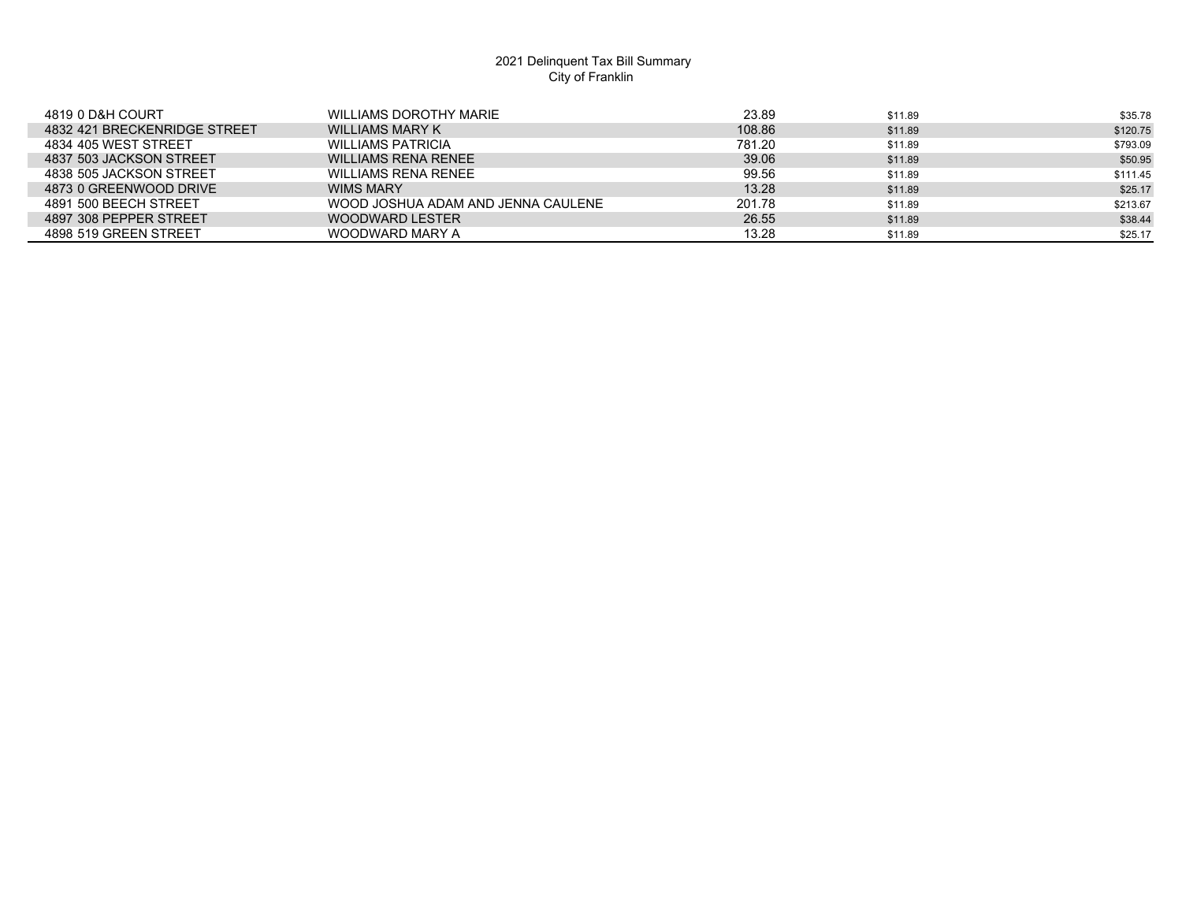2021 Delinquent Tax Bill Summary
City of Franklin

| | | | | |
|---|---|---|---|---|
| 4819 0 D&H COURT | WILLIAMS DOROTHY MARIE | 23.89 | $11.89 | $35.78 |
| 4832 421 BRECKENRIDGE STREET | WILLIAMS MARY K | 108.86 | $11.89 | $120.75 |
| 4834 405 WEST STREET | WILLIAMS PATRICIA | 781.20 | $11.89 | $793.09 |
| 4837 503 JACKSON STREET | WILLIAMS RENA RENEE | 39.06 | $11.89 | $50.95 |
| 4838 505 JACKSON STREET | WILLIAMS RENA RENEE | 99.56 | $11.89 | $111.45 |
| 4873 0 GREENWOOD DRIVE | WIMS MARY | 13.28 | $11.89 | $25.17 |
| 4891 500 BEECH STREET | WOOD JOSHUA ADAM AND JENNA CAULENE | 201.78 | $11.89 | $213.67 |
| 4897 308 PEPPER STREET | WOODWARD LESTER | 26.55 | $11.89 | $38.44 |
| 4898 519 GREEN STREET | WOODWARD MARY A | 13.28 | $11.89 | $25.17 |